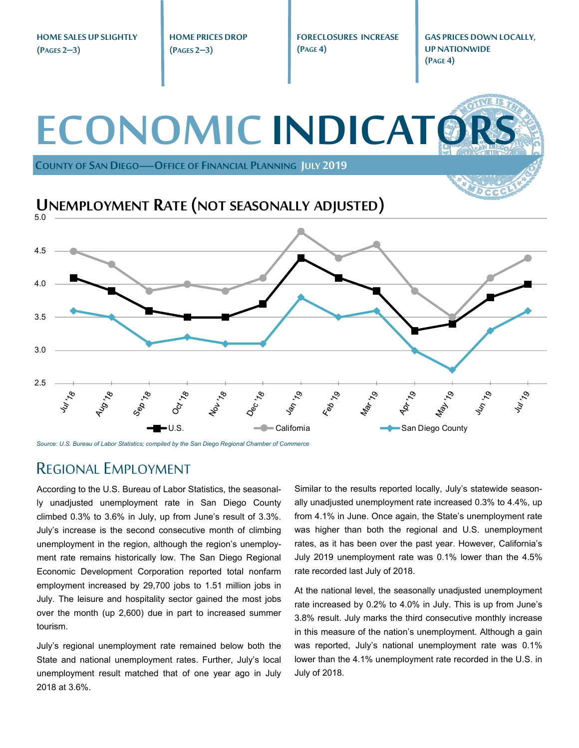HOME SALES UP SLIGHTLY (PAGES 2—3)

HOME PRICES DROP (PAGES 2—3)

FORECLOSURES INCREASE (PAGE 4)

GAS PRICES DOWN LOCALLY, UP NATIONWIDE (PAGE 4)

# ECONOMIC INDICATORS

COUNTY OF SAN DIEGO—OFFICE OF FINANCIAL PLANNING JULY 2019

## UNEMPLOYMENT RATE (NOT SEASONALLY ADJUSTED)

| | Jul '18 | Aug '18 | Sep '18 | Oct '18 | Nov '18 | Dec '18 | Jan '19 | Feb '19 | Mar '19 | Apr '19 | May '19 | Jun '19 | Jul '19 |
|---|---|---|---|---|---|---|---|---|---|---|---|---|---|
| U.S. | 4.1 | 3.9 | 3.6 | 3.5 | 3.5 | 3.7 | 4.4 | 4.1 | 3.9 | 3.3 | 3.4 | 3.8 | 4.0 |
| California | 4.5 | 4.3 | 3.9 | 4.0 | 3.9 | 4.1 | 4.8 | 4.4 | 4.6 | 3.9 | 3.5 | 4.1 | 4.4 |
| San Diego County | 3.6 | 3.5 | 3.1 | 3.2 | 3.1 | 3.1 | 3.8 | 3.5 | 3.6 | 3.0 | 2.7 | 3.3 | 3.6 |

*Source: U.S. Bureau of Labor Statistics; compiled by the San Diego Regional Chamber of Commerce*

## REGIONAL EMPLOYMENT

According to the U.S. Bureau of Labor Statistics, the seasonally unadjusted unemployment rate in San Diego County climbed 0.3% to 3.6% in July, up from June's result of 3.3%. July's increase is the second consecutive month of climbing unemployment in the region, although the region's unemployment rate remains historically low. The San Diego Regional Economic Development Corporation reported total nonfarm employment increased by 29,700 jobs to 1.51 million jobs in July. The leisure and hospitality sector gained the most jobs over the month (up 2,600) due in part to increased summer tourism.

July's regional unemployment rate remained below both the State and national unemployment rates. Further, July's local unemployment result matched that of one year ago in July 2018 at 3.6%.

Similar to the results reported locally, July's statewide seasonally unadjusted unemployment rate increased 0.3% to 4.4%, up from 4.1% in June. Once again, the State's unemployment rate was higher than both the regional and U.S. unemployment rates, as it has been over the past year. However, California's July 2019 unemployment rate was 0.1% lower than the 4.5% rate recorded last July of 2018.

At the national level, the seasonally unadjusted unemployment rate increased by 0.2% to 4.0% in July. This is up from June's 3.8% result. July marks the third consecutive monthly increase in this measure of the nation's unemployment. Although a gain was reported, July's national unemployment rate was 0.1% lower than the 4.1% unemployment rate recorded in the U.S. in July of 2018.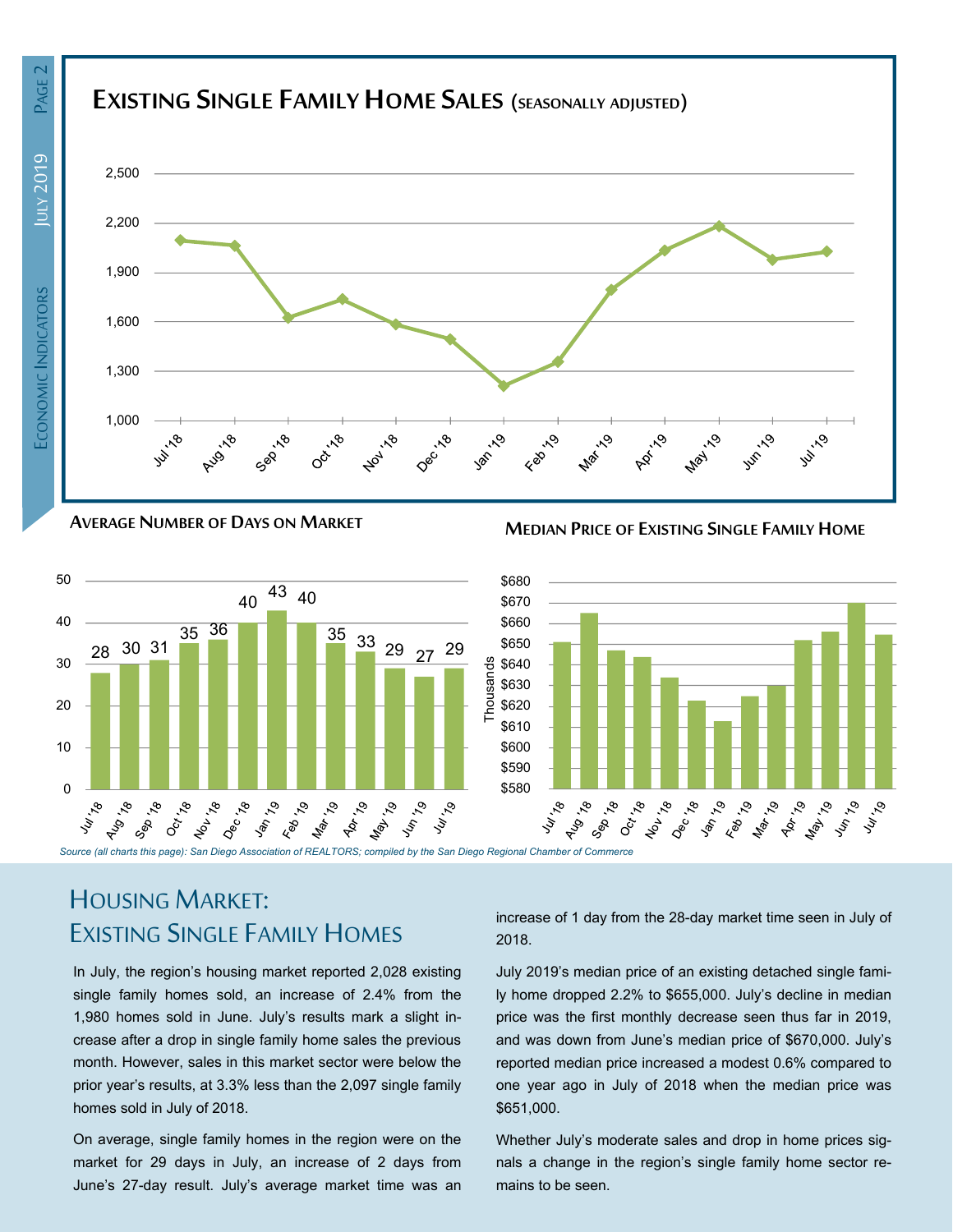## Existing Single Family Home Sales (seasonally adjusted)

### Average Number of Days on Market

| Jul '18 | Aug '18 | Sep '18 | Oct '18 | Nov '18 | Dec '18 | Jan '19 | Feb '19 | Mar '19 | Apr '19 | May '19 | Jun '19 | Jul '19 |
|---|---|---|---|---|---|---|---|---|---|---|---|---|
| 28 | 30 | 31 | 35 | 36 | 40 | 43 | 40 | 35 | 33 | 29 | 27 | 29 |

### Median Price of Existing Single Family Home

*Source (all charts this page): San Diego Association of REALTORS; compiled by the San Diego Regional Chamber of Commerce*

# Housing Market: Existing Single Family Homes

In July, the region's housing market reported 2,028 existing single family homes sold, an increase of 2.4% from the 1,980 homes sold in June. July's results mark a slight increase after a drop in single family home sales the previous month. However, sales in this market sector were below the prior year's results, at 3.3% less than the 2,097 single family homes sold in July of 2018.

On average, single family homes in the region were on the market for 29 days in July, an increase of 2 days from June's 27-day result. July's average market time was an increase of 1 day from the 28-day market time seen in July of 2018.

July 2019's median price of an existing detached single family home dropped 2.2% to $655,000. July's decline in median price was the first monthly decrease seen thus far in 2019, and was down from June's median price of $670,000. July's reported median price increased a modest 0.6% compared to one year ago in July of 2018 when the median price was $651,000.

Whether July's moderate sales and drop in home prices signals a change in the region's single family home sector remains to be seen.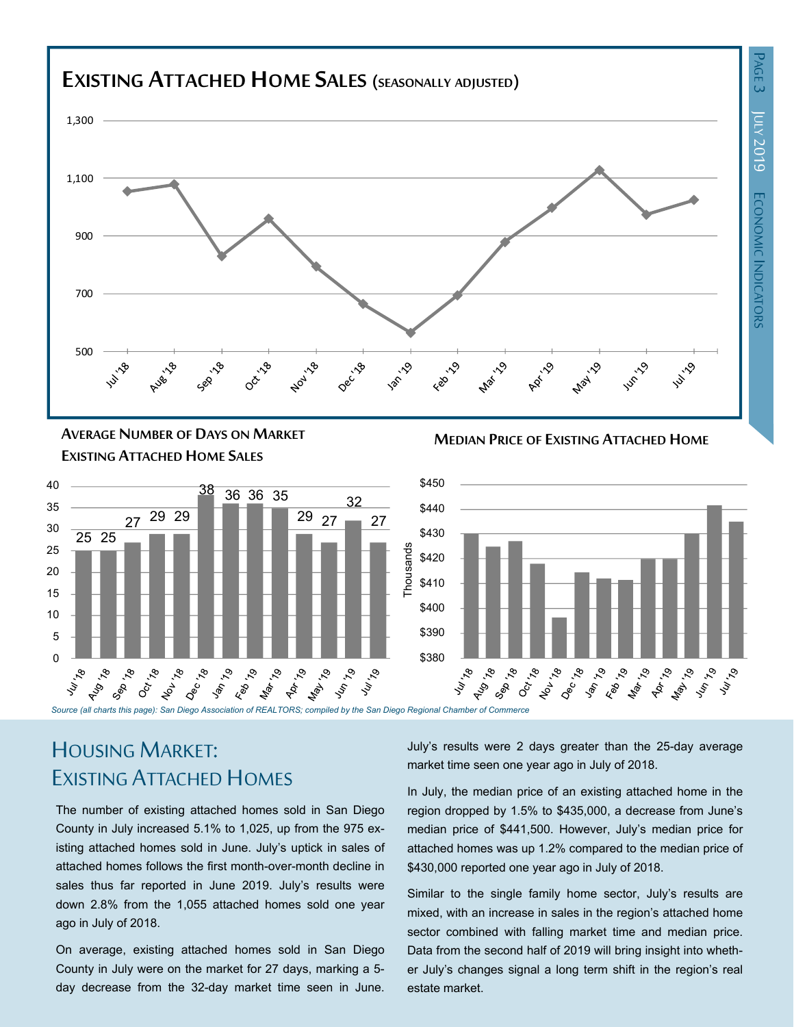## Existing Attached Home Sales (seasonally adjusted)

## Average Number of Days on Market Existing Attached Home Sales

| Month | Days |
|---|---|
| Jul '18 | 25 |
| Aug '18 | 25 |
| Sep '18 | 27 |
| Oct '18 | 29 |
| Nov '18 | 29 |
| Dec '18 | 38 |
| Jan '19 | 36 |
| Feb '19 | 36 |
| Mar '19 | 35 |
| Apr '19 | 29 |
| May '19 | 27 |
| Jun '19 | 32 |
| Jul '19 | 27 |

## Median Price of Existing Attached Home

*Source (all charts this page): San Diego Association of REALTORS; compiled by the San Diego Regional Chamber of Commerce*

# Housing Market: Existing Attached Homes

The number of existing attached homes sold in San Diego County in July increased 5.1% to 1,025, up from the 975 existing attached homes sold in June. July's uptick in sales of attached homes follows the first month-over-month decline in sales thus far reported in June 2019. July's results were down 2.8% from the 1,055 attached homes sold one year ago in July of 2018.

On average, existing attached homes sold in San Diego County in July were on the market for 27 days, marking a 5-day decrease from the 32-day market time seen in June. July's results were 2 days greater than the 25-day average market time seen one year ago in July of 2018.

In July, the median price of an existing attached home in the region dropped by 1.5% to $435,000, a decrease from June's median price of $441,500. However, July's median price for attached homes was up 1.2% compared to the median price of $430,000 reported one year ago in July of 2018.

Similar to the single family home sector, July's results are mixed, with an increase in sales in the region's attached home sector combined with falling market time and median price. Data from the second half of 2019 will bring insight into whether July's changes signal a long term shift in the region's real estate market.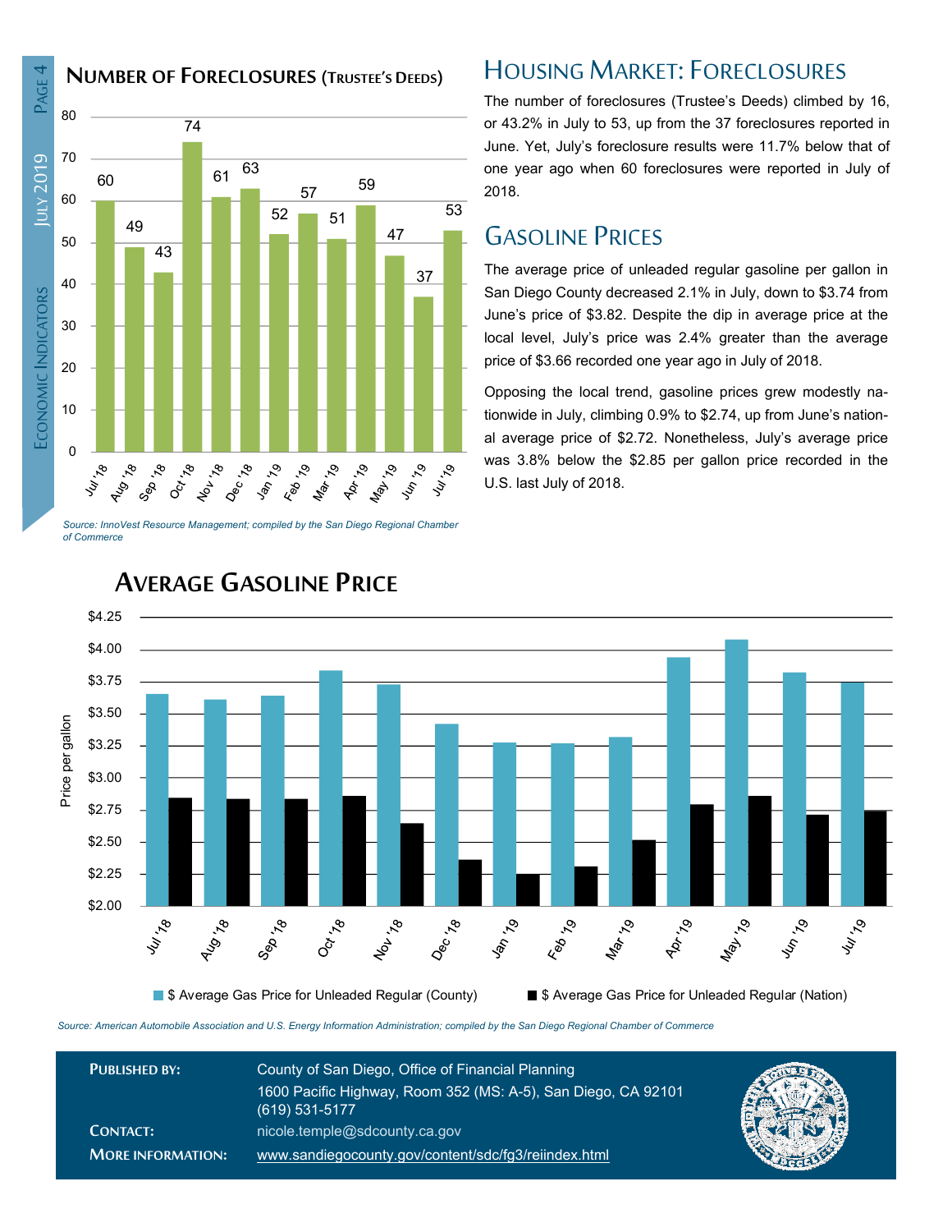## Number of Foreclosures (Trustee's Deeds)

80
70
60
50
40
30
20
10
0

60 49 43 74 61 63 52 57 51 59 47 37 53

Jul '18 Aug '18 Sep '18 Oct '18 Nov '18 Dec '18 Jan '19 Feb '19 Mar '19 Apr '19 May '19 Jun '19 Jul '19

*Source: InnoVest Resource Management; compiled by the San Diego Regional Chamber of Commerce*

## Housing Market: Foreclosures

The number of foreclosures (Trustee's Deeds) climbed by 16, or 43.2% in July to 53, up from the 37 foreclosures reported in June. Yet, July's foreclosure results were 11.7% below that of one year ago when 60 foreclosures were reported in July of 2018.

## Gasoline Prices

The average price of unleaded regular gasoline per gallon in San Diego County decreased 2.1% in July, down to $3.74 from June's price of $3.82. Despite the dip in average price at the local level, July's price was 2.4% greater than the average price of $3.66 recorded one year ago in July of 2018.

Opposing the local trend, gasoline prices grew modestly nationwide in July, climbing 0.9% to $2.74, up from June's national average price of $2.72. Nonetheless, July's average price was 3.8% below the $2.85 per gallon price recorded in the U.S. last July of 2018.

## Average Gasoline Price

Price per gallon

$4.25
$4.00
$3.75
$3.50
$3.25
$3.00
$2.75
$2.50
$2.25
$2.00

Jul '18 Aug '18 Sep '18 Oct '18 Nov '18 Dec '18 Jan '19 Feb '19 Mar '19 Apr '19 May '19 Jun '19 Jul '19

$ Average Gas Price for Unleaded Regular (County)
$ Average Gas Price for Unleaded Regular (Nation)

*Source: American Automobile Association and U.S. Energy Information Administration; compiled by the San Diego Regional Chamber of Commerce*

**Published by:** County of San Diego, Office of Financial Planning
1600 Pacific Highway, Room 352 (MS: A-5), San Diego, CA 92101
(619) 531-5177

**Contact:** nicole.temple@sdcounty.ca.gov

**More information:** www.sandiegocounty.gov/content/sdc/fg3/reiindex.html